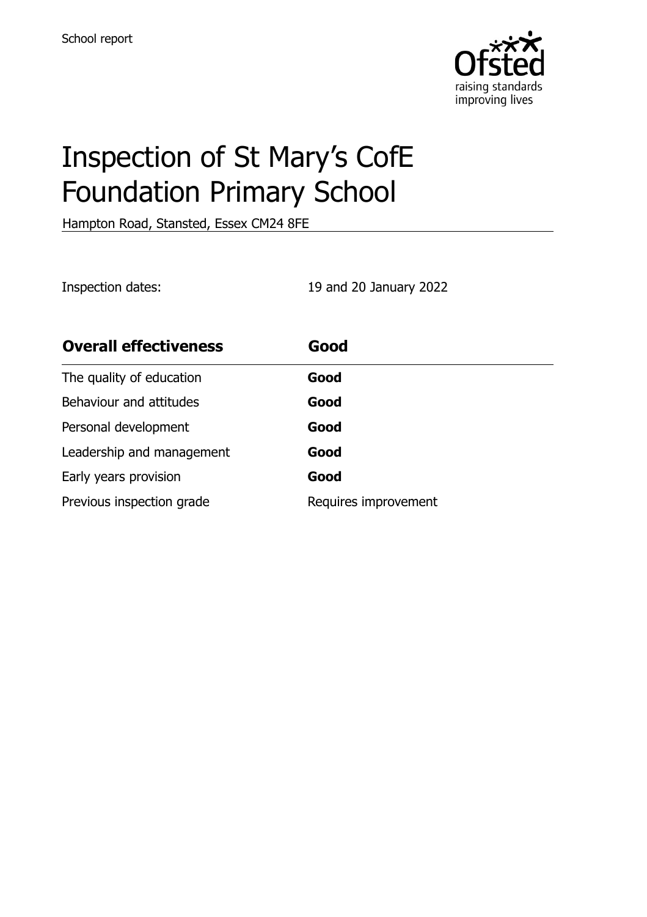School report

# Inspection of St Mary's CofE Foundation Primary School

Hampton Road, Stansted, Essex CM24 8FE

Inspection dates: 19 and 20 January 2022

| **Overall effectiveness** | **Good** |
| --- | --- |
| The quality of education | **Good** |
| Behaviour and attitudes | **Good** |
| Personal development | **Good** |
| Leadership and management | **Good** |
| Early years provision | **Good** |
| Previous inspection grade | Requires improvement |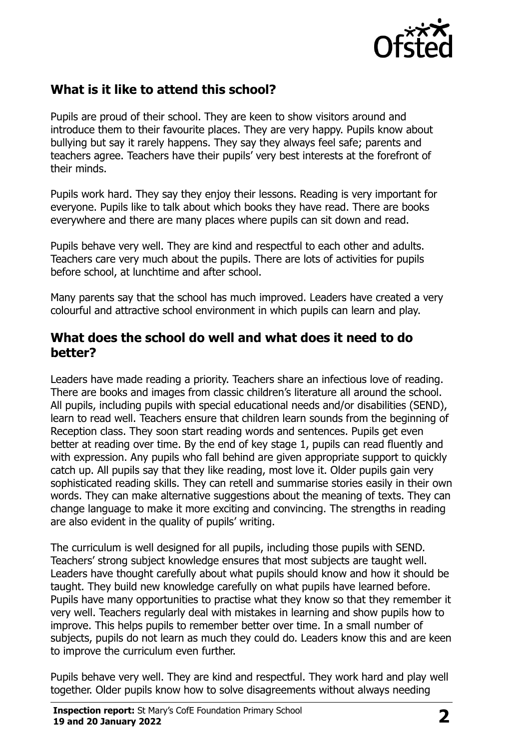## What is it like to attend this school?

Pupils are proud of their school. They are keen to show visitors around and introduce them to their favourite places. They are very happy. Pupils know about bullying but say it rarely happens. They say they always feel safe; parents and teachers agree. Teachers have their pupils' very best interests at the forefront of their minds.

Pupils work hard. They say they enjoy their lessons. Reading is very important for everyone. Pupils like to talk about which books they have read. There are books everywhere and there are many places where pupils can sit down and read.

Pupils behave very well. They are kind and respectful to each other and adults. Teachers care very much about the pupils. There are lots of activities for pupils before school, at lunchtime and after school.

Many parents say that the school has much improved. Leaders have created a very colourful and attractive school environment in which pupils can learn and play.

## What does the school do well and what does it need to do better?

Leaders have made reading a priority. Teachers share an infectious love of reading. There are books and images from classic children's literature all around the school. All pupils, including pupils with special educational needs and/or disabilities (SEND), learn to read well. Teachers ensure that children learn sounds from the beginning of Reception class. They soon start reading words and sentences. Pupils get even better at reading over time. By the end of key stage 1, pupils can read fluently and with expression. Any pupils who fall behind are given appropriate support to quickly catch up. All pupils say that they like reading, most love it. Older pupils gain very sophisticated reading skills. They can retell and summarise stories easily in their own words. They can make alternative suggestions about the meaning of texts. They can change language to make it more exciting and convincing. The strengths in reading are also evident in the quality of pupils' writing.

The curriculum is well designed for all pupils, including those pupils with SEND. Teachers' strong subject knowledge ensures that most subjects are taught well. Leaders have thought carefully about what pupils should know and how it should be taught. They build new knowledge carefully on what pupils have learned before. Pupils have many opportunities to practise what they know so that they remember it very well. Teachers regularly deal with mistakes in learning and show pupils how to improve. This helps pupils to remember better over time. In a small number of subjects, pupils do not learn as much they could do. Leaders know this and are keen to improve the curriculum even further.

Pupils behave very well. They are kind and respectful. They work hard and play well together. Older pupils know how to solve disagreements without always needing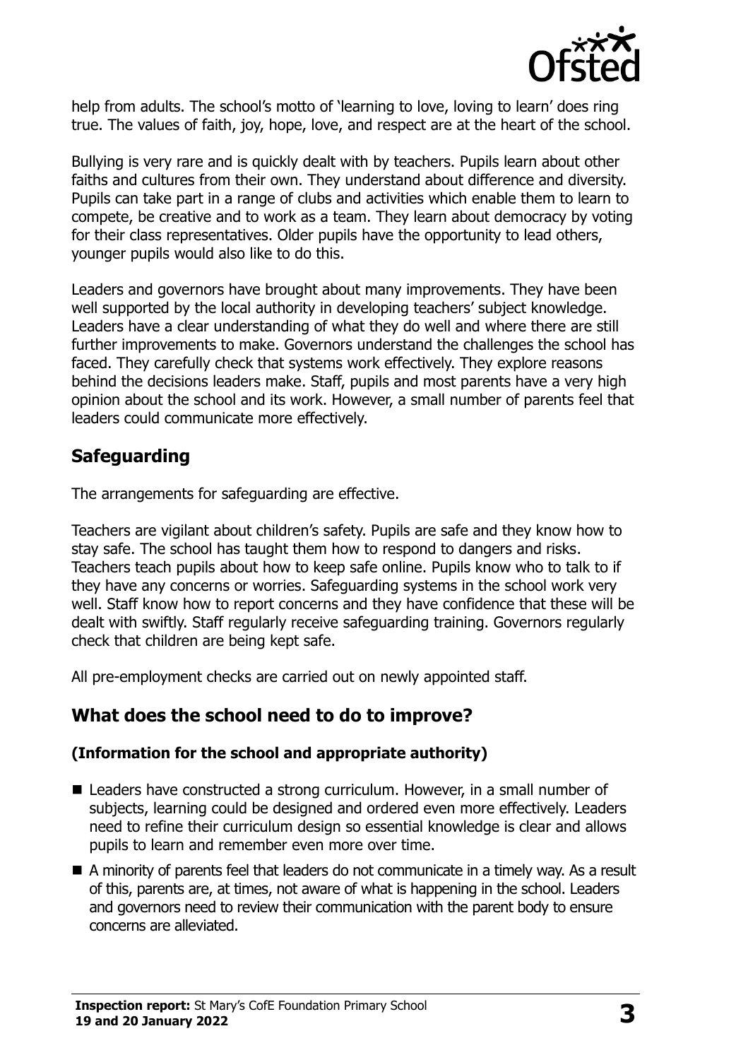help from adults. The school's motto of 'learning to love, loving to learn' does ring true. The values of faith, joy, hope, love, and respect are at the heart of the school.

Bullying is very rare and is quickly dealt with by teachers. Pupils learn about other faiths and cultures from their own. They understand about difference and diversity. Pupils can take part in a range of clubs and activities which enable them to learn to compete, be creative and to work as a team. They learn about democracy by voting for their class representatives. Older pupils have the opportunity to lead others, younger pupils would also like to do this.

Leaders and governors have brought about many improvements. They have been well supported by the local authority in developing teachers' subject knowledge. Leaders have a clear understanding of what they do well and where there are still further improvements to make. Governors understand the challenges the school has faced. They carefully check that systems work effectively. They explore reasons behind the decisions leaders make. Staff, pupils and most parents have a very high opinion about the school and its work. However, a small number of parents feel that leaders could communicate more effectively.

## Safeguarding

The arrangements for safeguarding are effective.

Teachers are vigilant about children's safety. Pupils are safe and they know how to stay safe. The school has taught them how to respond to dangers and risks. Teachers teach pupils about how to keep safe online. Pupils know who to talk to if they have any concerns or worries. Safeguarding systems in the school work very well. Staff know how to report concerns and they have confidence that these will be dealt with swiftly. Staff regularly receive safeguarding training. Governors regularly check that children are being kept safe.

All pre-employment checks are carried out on newly appointed staff.

## What does the school need to do to improve?

**(Information for the school and appropriate authority)**

- Leaders have constructed a strong curriculum. However, in a small number of subjects, learning could be designed and ordered even more effectively. Leaders need to refine their curriculum design so essential knowledge is clear and allows pupils to learn and remember even more over time.
- A minority of parents feel that leaders do not communicate in a timely way. As a result of this, parents are, at times, not aware of what is happening in the school. Leaders and governors need to review their communication with the parent body to ensure concerns are alleviated.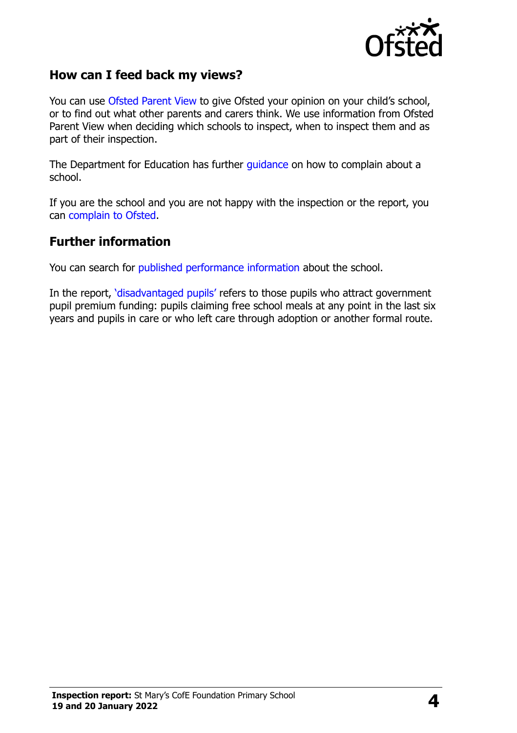## How can I feed back my views?

You can use Ofsted Parent View to give Ofsted your opinion on your child's school, or to find out what other parents and carers think. We use information from Ofsted Parent View when deciding which schools to inspect, when to inspect them and as part of their inspection.

The Department for Education has further guidance on how to complain about a school.

If you are the school and you are not happy with the inspection or the report, you can complain to Ofsted.

## Further information

You can search for published performance information about the school.

In the report, 'disadvantaged pupils' refers to those pupils who attract government pupil premium funding: pupils claiming free school meals at any point in the last six years and pupils in care or who left care through adoption or another formal route.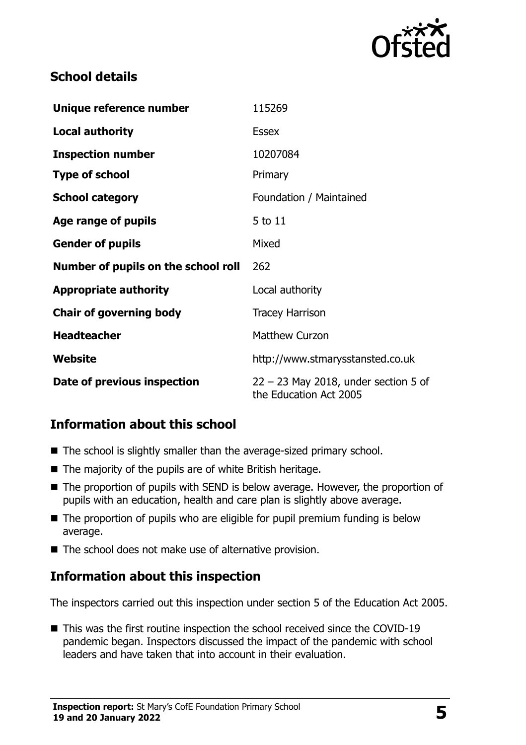## School details

| Unique reference number | 115269 |
| --- | --- |
| **Local authority** | Essex |
| **Inspection number** | 10207084 |
| **Type of school** | Primary |
| **School category** | Foundation / Maintained |
| **Age range of pupils** | 5 to 11 |
| **Gender of pupils** | Mixed |
| **Number of pupils on the school roll** | 262 |
| **Appropriate authority** | Local authority |
| **Chair of governing body** | Tracey Harrison |
| **Headteacher** | Matthew Curzon |
| **Website** | http://www.stmarysstansted.co.uk |
| **Date of previous inspection** | 22 – 23 May 2018, under section 5 of the Education Act 2005 |

## Information about this school

- The school is slightly smaller than the average-sized primary school.
- The majority of the pupils are of white British heritage.
- The proportion of pupils with SEND is below average. However, the proportion of pupils with an education, health and care plan is slightly above average.
- The proportion of pupils who are eligible for pupil premium funding is below average.
- The school does not make use of alternative provision.

## Information about this inspection

The inspectors carried out this inspection under section 5 of the Education Act 2005.

- This was the first routine inspection the school received since the COVID-19 pandemic began. Inspectors discussed the impact of the pandemic with school leaders and have taken that into account in their evaluation.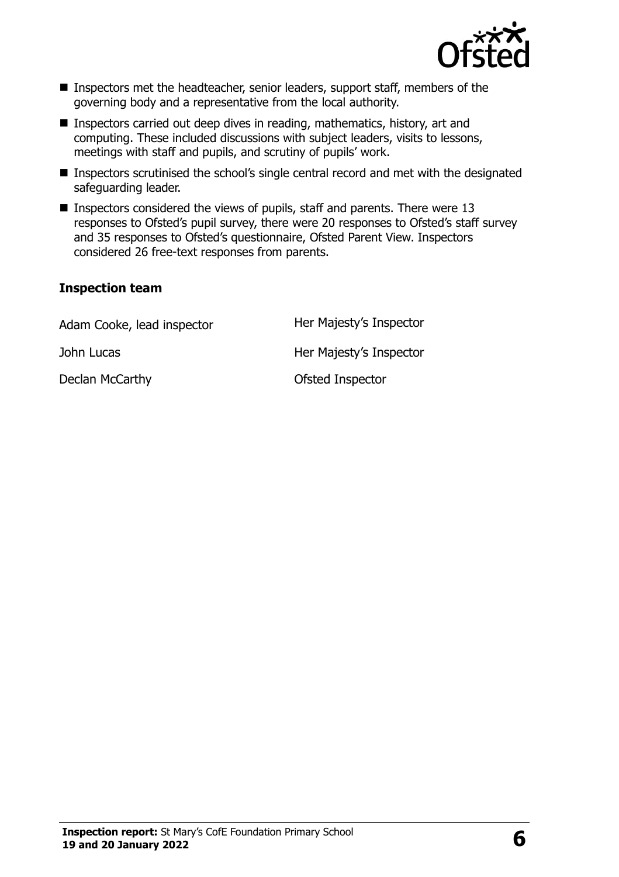- Inspectors met the headteacher, senior leaders, support staff, members of the governing body and a representative from the local authority.
- Inspectors carried out deep dives in reading, mathematics, history, art and computing. These included discussions with subject leaders, visits to lessons, meetings with staff and pupils, and scrutiny of pupils' work.
- Inspectors scrutinised the school's single central record and met with the designated safeguarding leader.
- Inspectors considered the views of pupils, staff and parents. There were 13 responses to Ofsted's pupil survey, there were 20 responses to Ofsted's staff survey and 35 responses to Ofsted's questionnaire, Ofsted Parent View. Inspectors considered 26 free-text responses from parents.

### Inspection team

| | |
|---|---|
| Adam Cooke, lead inspector | Her Majesty's Inspector |
| John Lucas | Her Majesty's Inspector |
| Declan McCarthy | Ofsted Inspector |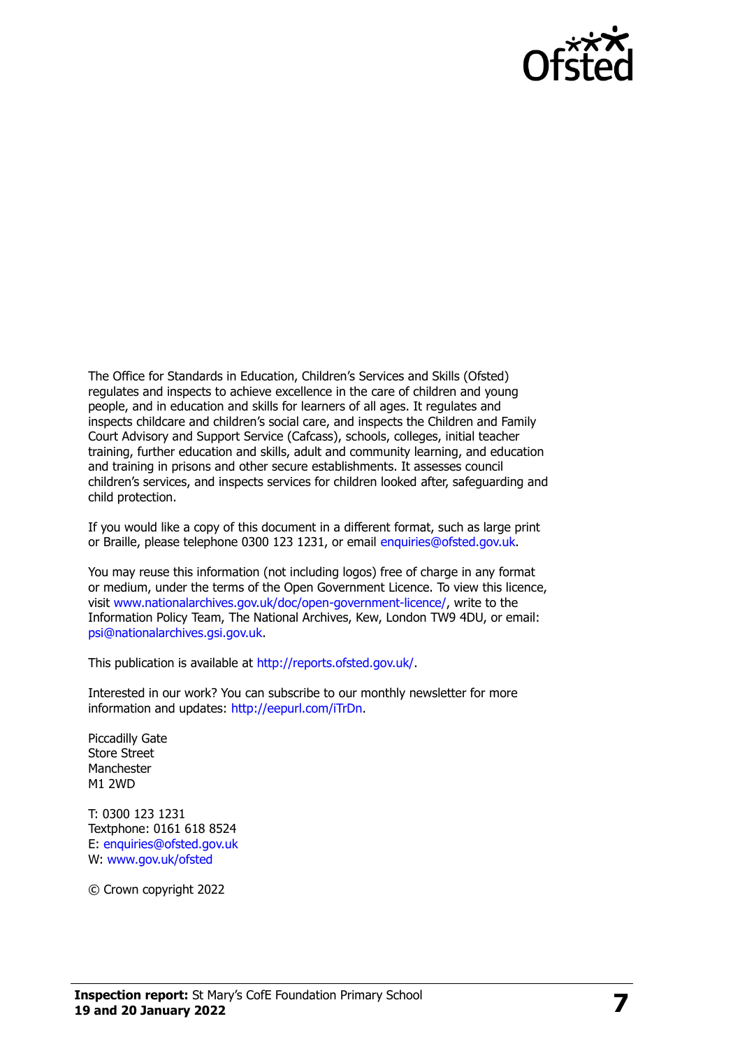The Office for Standards in Education, Children's Services and Skills (Ofsted) regulates and inspects to achieve excellence in the care of children and young people, and in education and skills for learners of all ages. It regulates and inspects childcare and children's social care, and inspects the Children and Family Court Advisory and Support Service (Cafcass), schools, colleges, initial teacher training, further education and skills, adult and community learning, and education and training in prisons and other secure establishments. It assesses council children's services, and inspects services for children looked after, safeguarding and child protection.

If you would like a copy of this document in a different format, such as large print or Braille, please telephone 0300 123 1231, or email enquiries@ofsted.gov.uk.

You may reuse this information (not including logos) free of charge in any format or medium, under the terms of the Open Government Licence. To view this licence, visit www.nationalarchives.gov.uk/doc/open-government-licence/, write to the Information Policy Team, The National Archives, Kew, London TW9 4DU, or email: psi@nationalarchives.gsi.gov.uk.

This publication is available at http://reports.ofsted.gov.uk/.

Interested in our work? You can subscribe to our monthly newsletter for more information and updates: http://eepurl.com/iTrDn.

Piccadilly Gate  
Store Street  
Manchester  
M1 2WD

T: 0300 123 1231  
Textphone: 0161 618 8524  
E: enquiries@ofsted.gov.uk  
W: www.gov.uk/ofsted

© Crown copyright 2022